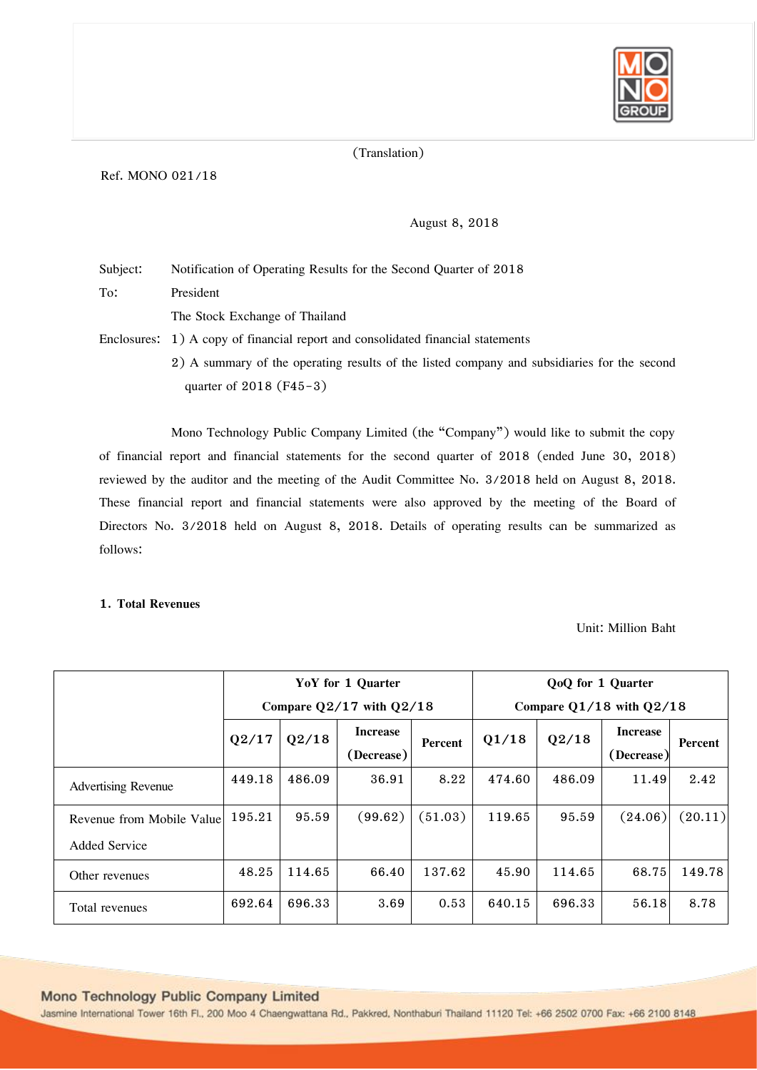(Translation)

Ref. MONO 021/18

August 8, 2018

Subject: Notification of Operating Results for the Second Quarter of 2018

To: President

The Stock Exchange of Thailand

Enclosures: 1) A copy of financial report and consolidated financial statements

2) A summary of the operating results of the listed company and subsidiaries for the second quarter of 2018 (F45-3)

Mono Technology Public Company Limited (the "Company") would like to submit the copy of financial report and financial statements for the second quarter of 2018 (ended June 30, 2018) reviewed by the auditor and the meeting of the Audit Committee No. 3/2018 held on August 8, 2018. These financial report and financial statements were also approved by the meeting of the Board of Directors No. 3/2018 held on August 8, 2018. Details of operating results can be summarized as follows:

**1. Total Revenues**

Unit: Million Baht

| | YoY for 1 Quarter Compare Q2/17 with Q2/18 | | | | QoQ for 1 Quarter Compare Q1/18 with Q2/18 | | | |
|---|---|---|---|---|---|---|---|---|
| | Q2/17 | Q2/18 | Increase (Decrease) | Percent | Q1/18 | Q2/18 | Increase (Decrease) | Percent |
| Advertising Revenue | 449.18 | 486.09 | 36.91 | 8.22 | 474.60 | 486.09 | 11.49 | 2.42 |
| Revenue from Mobile Value Added Service | 195.21 | 95.59 | (99.62) | (51.03) | 119.65 | 95.59 | (24.06) | (20.11) |
| Other revenues | 48.25 | 114.65 | 66.40 | 137.62 | 45.90 | 114.65 | 68.75 | 149.78 |
| Total revenues | 692.64 | 696.33 | 3.69 | 0.53 | 640.15 | 696.33 | 56.18 | 8.78 |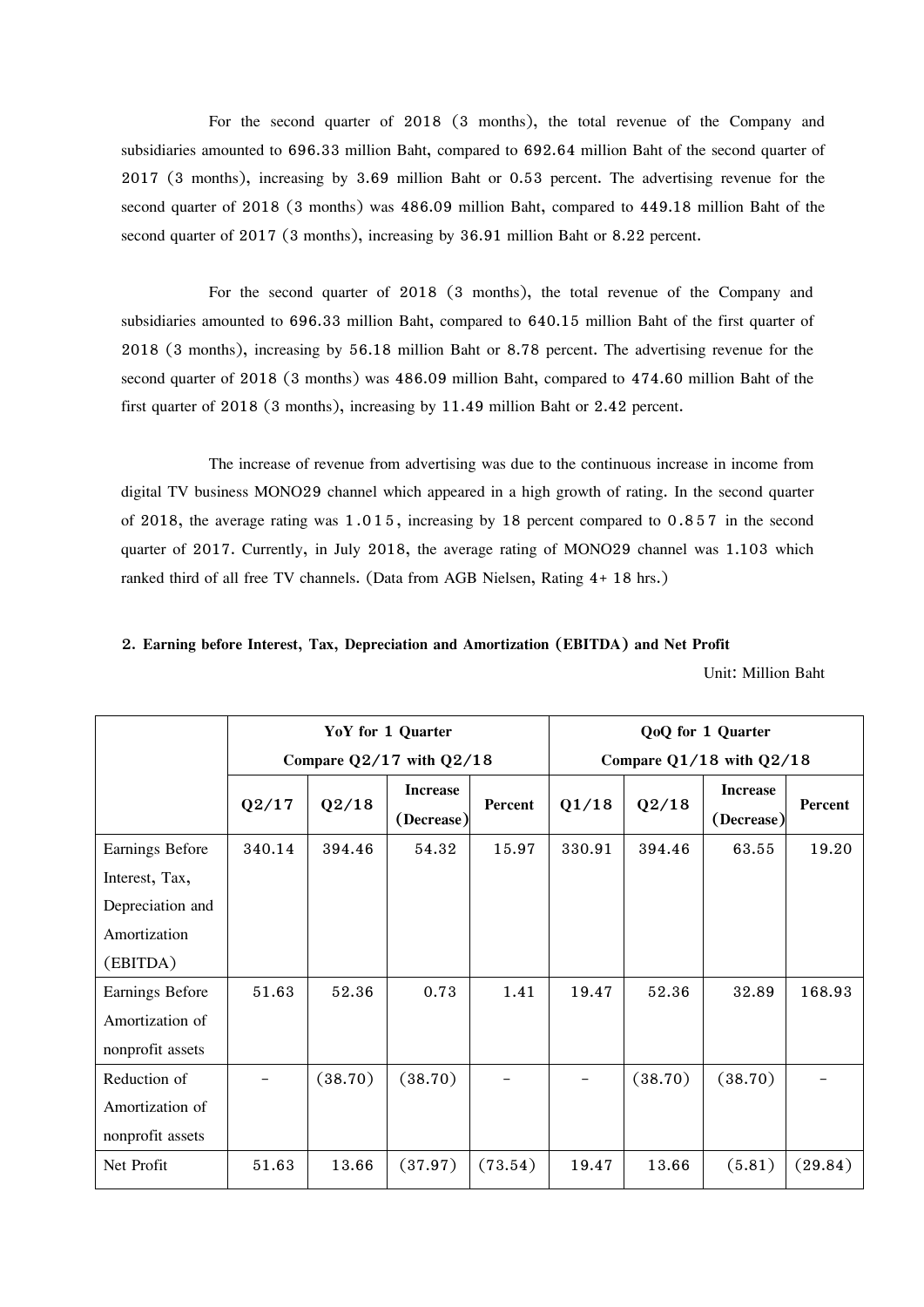For the second quarter of 2018 (3 months), the total revenue of the Company and subsidiaries amounted to 696.33 million Baht, compared to 692.64 million Baht of the second quarter of 2017 (3 months), increasing by 3.69 million Baht or 0.53 percent. The advertising revenue for the second quarter of 2018 (3 months) was 486.09 million Baht, compared to 449.18 million Baht of the second quarter of 2017 (3 months), increasing by 36.91 million Baht or 8.22 percent.

For the second quarter of 2018 (3 months), the total revenue of the Company and subsidiaries amounted to 696.33 million Baht, compared to 640.15 million Baht of the first quarter of 2018 (3 months), increasing by 56.18 million Baht or 8.78 percent. The advertising revenue for the second quarter of 2018 (3 months) was 486.09 million Baht, compared to 474.60 million Baht of the first quarter of 2018 (3 months), increasing by 11.49 million Baht or 2.42 percent.

The increase of revenue from advertising was due to the continuous increase in income from digital TV business MONO29 channel which appeared in a high growth of rating. In the second quarter of 2018, the average rating was 1.015, increasing by 18 percent compared to 0.857 in the second quarter of 2017. Currently, in July 2018, the average rating of MONO29 channel was 1.103 which ranked third of all free TV channels. (Data from AGB Nielsen, Rating 4+ 18 hrs.)

**2. Earning before Interest, Tax, Depreciation and Amortization (EBITDA) and Net Profit**

Unit: Million Baht

| | **YoY for 1 Quarter Compare Q2/17 with Q2/18** | | | | **QoQ for 1 Quarter Compare Q1/18 with Q2/18** | | | |
|---|---|---|---|---|---|---|---|---|
| | **Q2/17** | **Q2/18** | **Increase (Decrease)** | **Percent** | **Q1/18** | **Q2/18** | **Increase (Decrease)** | **Percent** |
| Earnings Before Interest, Tax, Depreciation and Amortization (EBITDA) | 340.14 | 394.46 | 54.32 | 15.97 | 330.91 | 394.46 | 63.55 | 19.20 |
| Earnings Before Amortization of nonprofit assets | 51.63 | 52.36 | 0.73 | 1.41 | 19.47 | 52.36 | 32.89 | 168.93 |
| Reduction of Amortization of nonprofit assets | - | (38.70) | (38.70) | - | - | (38.70) | (38.70) | - |
| Net Profit | 51.63 | 13.66 | (37.97) | (73.54) | 19.47 | 13.66 | (5.81) | (29.84) |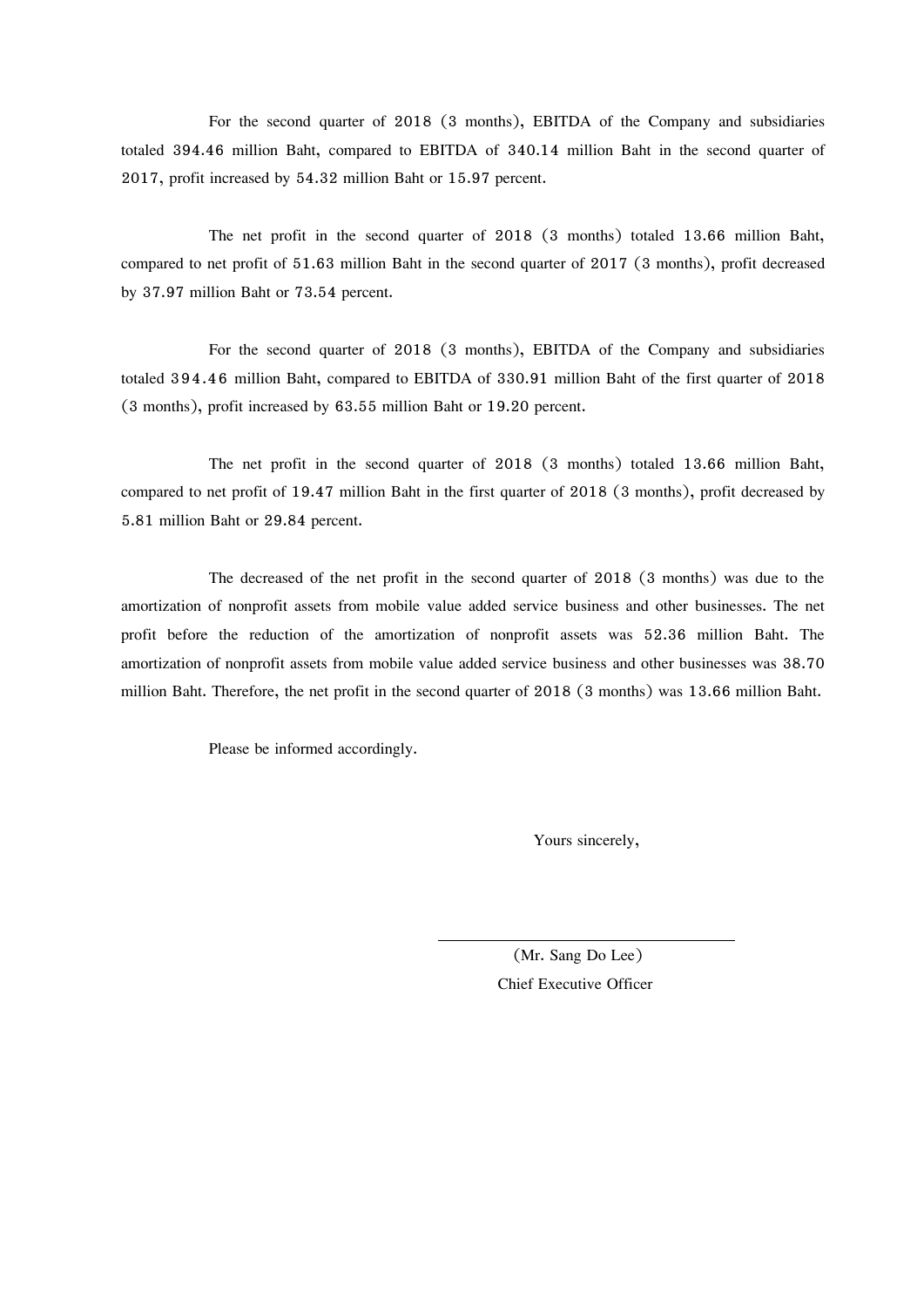For the second quarter of 2018 (3 months), EBITDA of the Company and subsidiaries totaled 394.46 million Baht, compared to EBITDA of 340.14 million Baht in the second quarter of 2017, profit increased by 54.32 million Baht or 15.97 percent.

The net profit in the second quarter of 2018 (3 months) totaled 13.66 million Baht, compared to net profit of 51.63 million Baht in the second quarter of 2017 (3 months), profit decreased by 37.97 million Baht or 73.54 percent.

For the second quarter of 2018 (3 months), EBITDA of the Company and subsidiaries totaled 394.46 million Baht, compared to EBITDA of 330.91 million Baht of the first quarter of 2018 (3 months), profit increased by 63.55 million Baht or 19.20 percent.

The net profit in the second quarter of 2018 (3 months) totaled 13.66 million Baht, compared to net profit of 19.47 million Baht in the first quarter of 2018 (3 months), profit decreased by 5.81 million Baht or 29.84 percent.

The decreased of the net profit in the second quarter of 2018 (3 months) was due to the amortization of nonprofit assets from mobile value added service business and other businesses. The net profit before the reduction of the amortization of nonprofit assets was 52.36 million Baht. The amortization of nonprofit assets from mobile value added service business and other businesses was 38.70 million Baht. Therefore, the net profit in the second quarter of 2018 (3 months) was 13.66 million Baht.

Please be informed accordingly.

Yours sincerely,

(Mr. Sang Do Lee)

Chief Executive Officer